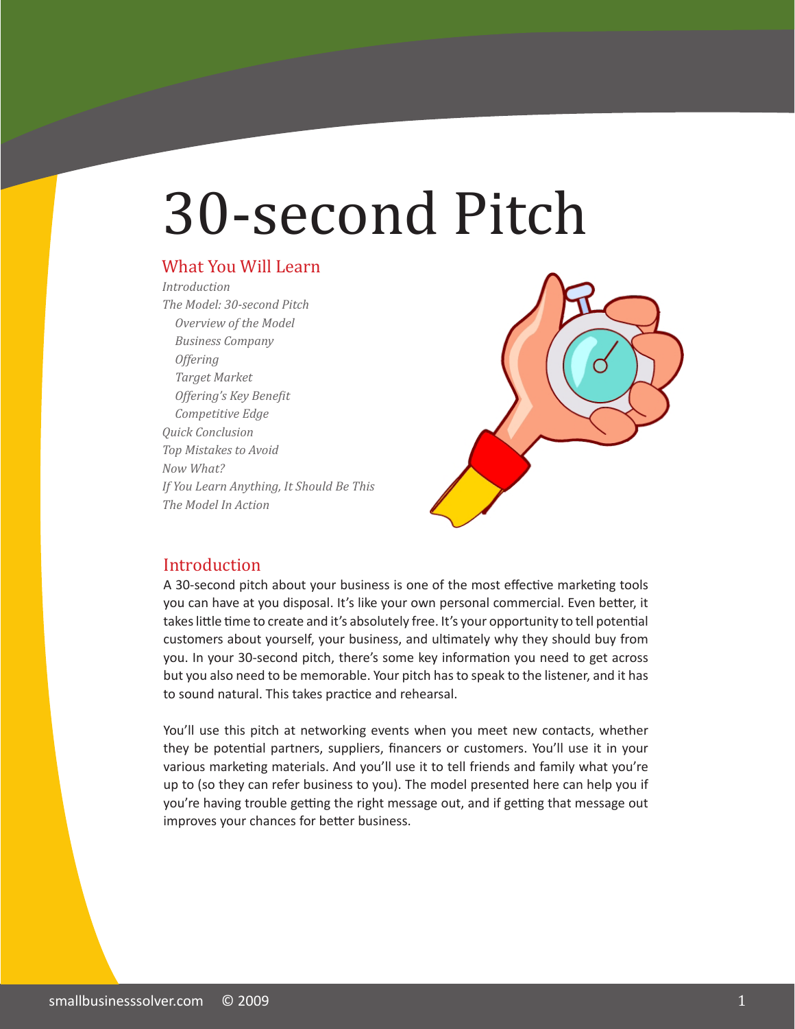# 30-second Pitch

## What You Will Learn

*Introduction*
*The Model: 30-second Pitch*
- *Overview of the Model*
- *Business Company*
- *Offering*
- *Target Market*
- *Offering's Key Benefit*
- *Competitive Edge*

*Quick Conclusion*
*Top Mistakes to Avoid*
*Now What?*
*If You Learn Anything, It Should Be This*
*The Model In Action*

## Introduction

A 30-second pitch about your business is one of the most effective marketing tools you can have at you disposal. It's like your own personal commercial. Even better, it takes little time to create and it's absolutely free. It's your opportunity to tell potential customers about yourself, your business, and ultimately why they should buy from you. In your 30-second pitch, there's some key information you need to get across but you also need to be memorable. Your pitch has to speak to the listener, and it has to sound natural. This takes practice and rehearsal.

You'll use this pitch at networking events when you meet new contacts, whether they be potential partners, suppliers, financers or customers. You'll use it in your various marketing materials. And you'll use it to tell friends and family what you're up to (so they can refer business to you). The model presented here can help you if you're having trouble getting the right message out, and if getting that message out improves your chances for better business.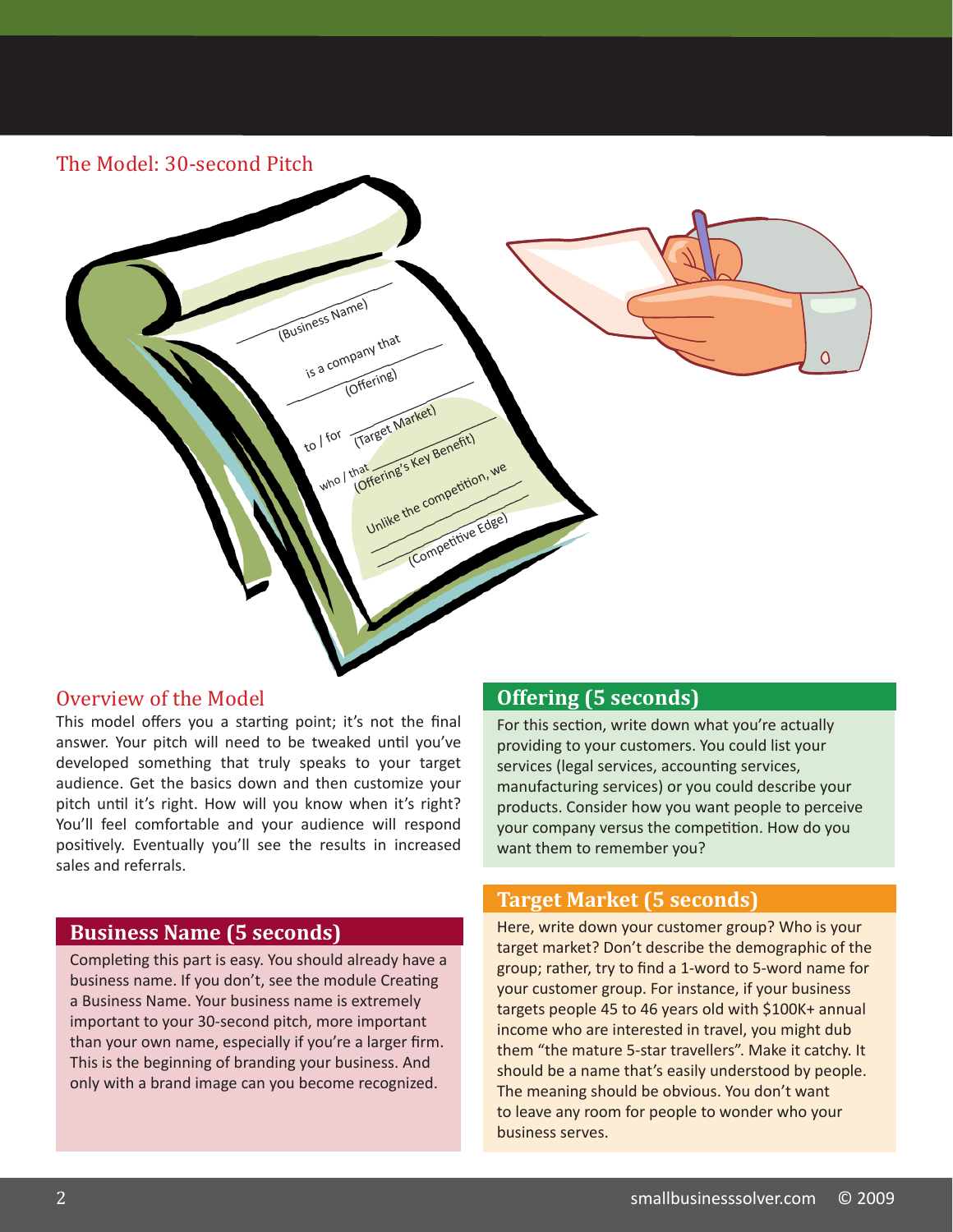## The Model: 30-second Pitch

(Business Name)

is a company that

(Offering)

to / for (Target Market)

who / that (Offering's Key Benefit)

Unlike the competition, we

(Competitive Edge)

## Overview of the Model

This model offers you a starting point; it's not the final answer. Your pitch will need to be tweaked until you've developed something that truly speaks to your target audience. Get the basics down and then customize your pitch until it's right. How will you know when it's right? You'll feel comfortable and your audience will respond positively. Eventually you'll see the results in increased sales and referrals.

### Business Name (5 seconds)

Completing this part is easy. You should already have a business name. If you don't, see the module Creating a Business Name. Your business name is extremely important to your 30-second pitch, more important than your own name, especially if you're a larger firm. This is the beginning of branding your business. And only with a brand image can you become recognized.

### Offering (5 seconds)

For this section, write down what you're actually providing to your customers. You could list your services (legal services, accounting services, manufacturing services) or you could describe your products. Consider how you want people to perceive your company versus the competition. How do you want them to remember you?

### Target Market (5 seconds)

Here, write down your customer group? Who is your target market? Don't describe the demographic of the group; rather, try to find a 1-word to 5-word name for your customer group. For instance, if your business targets people 45 to 46 years old with $100K+ annual income who are interested in travel, you might dub them "the mature 5-star travellers". Make it catchy. It should be a name that's easily understood by people. The meaning should be obvious. You don't want to leave any room for people to wonder who your business serves.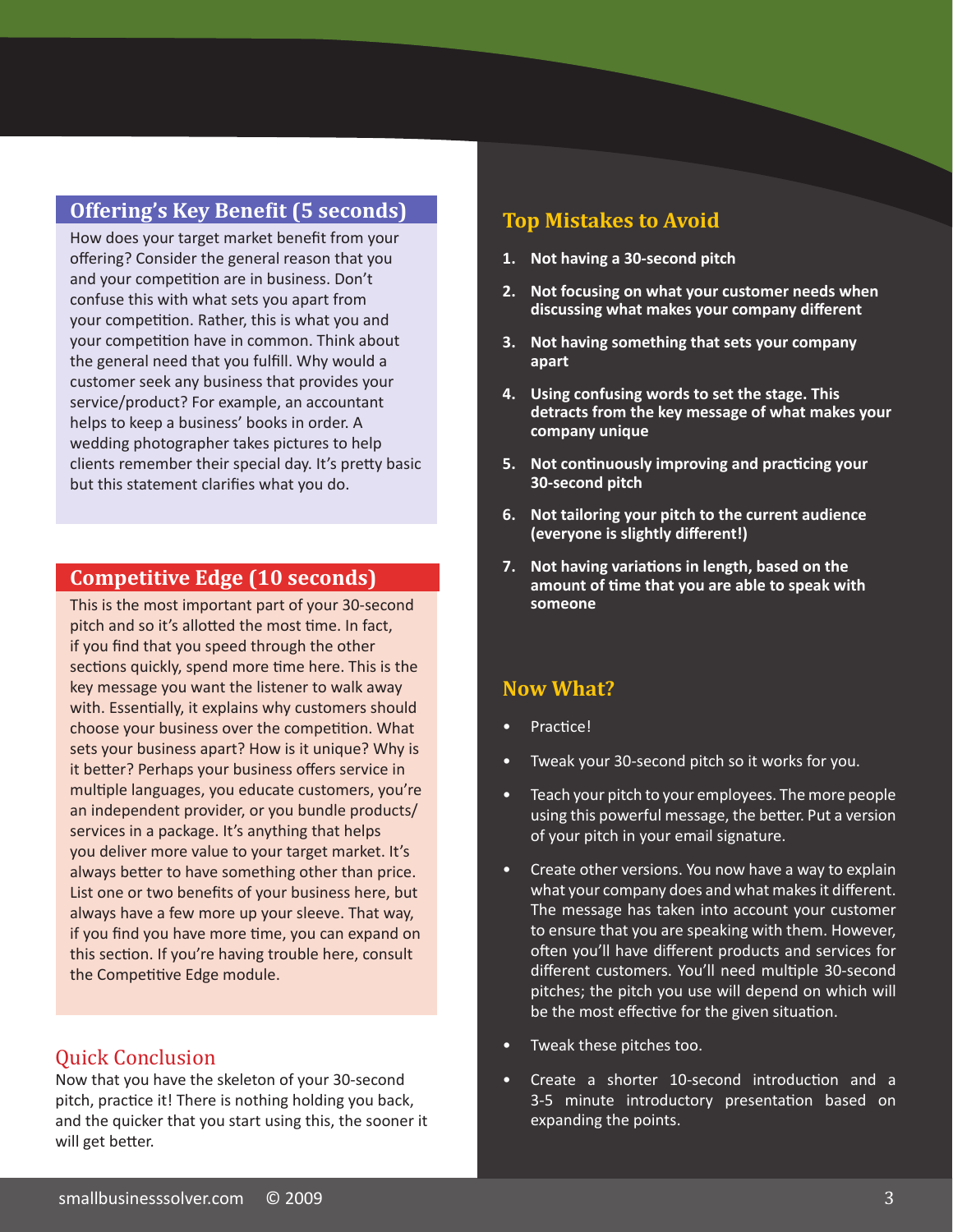## Offering's Key Benefit (5 seconds)

How does your target market benefit from your offering? Consider the general reason that you and your competition are in business. Don't confuse this with what sets you apart from your competition. Rather, this is what you and your competition have in common. Think about the general need that you fulfill. Why would a customer seek any business that provides your service/product? For example, an accountant helps to keep a business' books in order. A wedding photographer takes pictures to help clients remember their special day. It's pretty basic but this statement clarifies what you do.

## Competitive Edge (10 seconds)

This is the most important part of your 30-second pitch and so it's allotted the most time. In fact, if you find that you speed through the other sections quickly, spend more time here. This is the key message you want the listener to walk away with. Essentially, it explains why customers should choose your business over the competition. What sets your business apart? How is it unique? Why is it better? Perhaps your business offers service in multiple languages, you educate customers, you're an independent provider, or you bundle products/services in a package. It's anything that helps you deliver more value to your target market. It's always better to have something other than price. List one or two benefits of your business here, but always have a few more up your sleeve. That way, if you find you have more time, you can expand on this section. If you're having trouble here, consult the Competitive Edge module.

## Quick Conclusion

Now that you have the skeleton of your 30-second pitch, practice it! There is nothing holding you back, and the quicker that you start using this, the sooner it will get better.

## Top Mistakes to Avoid

1. **Not having a 30-second pitch**
2. **Not focusing on what your customer needs when discussing what makes your company different**
3. **Not having something that sets your company apart**
4. **Using confusing words to set the stage. This detracts from the key message of what makes your company unique**
5. **Not continuously improving and practicing your 30-second pitch**
6. **Not tailoring your pitch to the current audience (everyone is slightly different!)**
7. **Not having variations in length, based on the amount of time that you are able to speak with someone**

## Now What?

- Practice!
- Tweak your 30-second pitch so it works for you.
- Teach your pitch to your employees. The more people using this powerful message, the better. Put a version of your pitch in your email signature.
- Create other versions. You now have a way to explain what your company does and what makes it different. The message has taken into account your customer to ensure that you are speaking with them. However, often you'll have different products and services for different customers. You'll need multiple 30-second pitches; the pitch you use will depend on which will be the most effective for the given situation.
- Tweak these pitches too.
- Create a shorter 10-second introduction and a 3-5 minute introductory presentation based on expanding the points.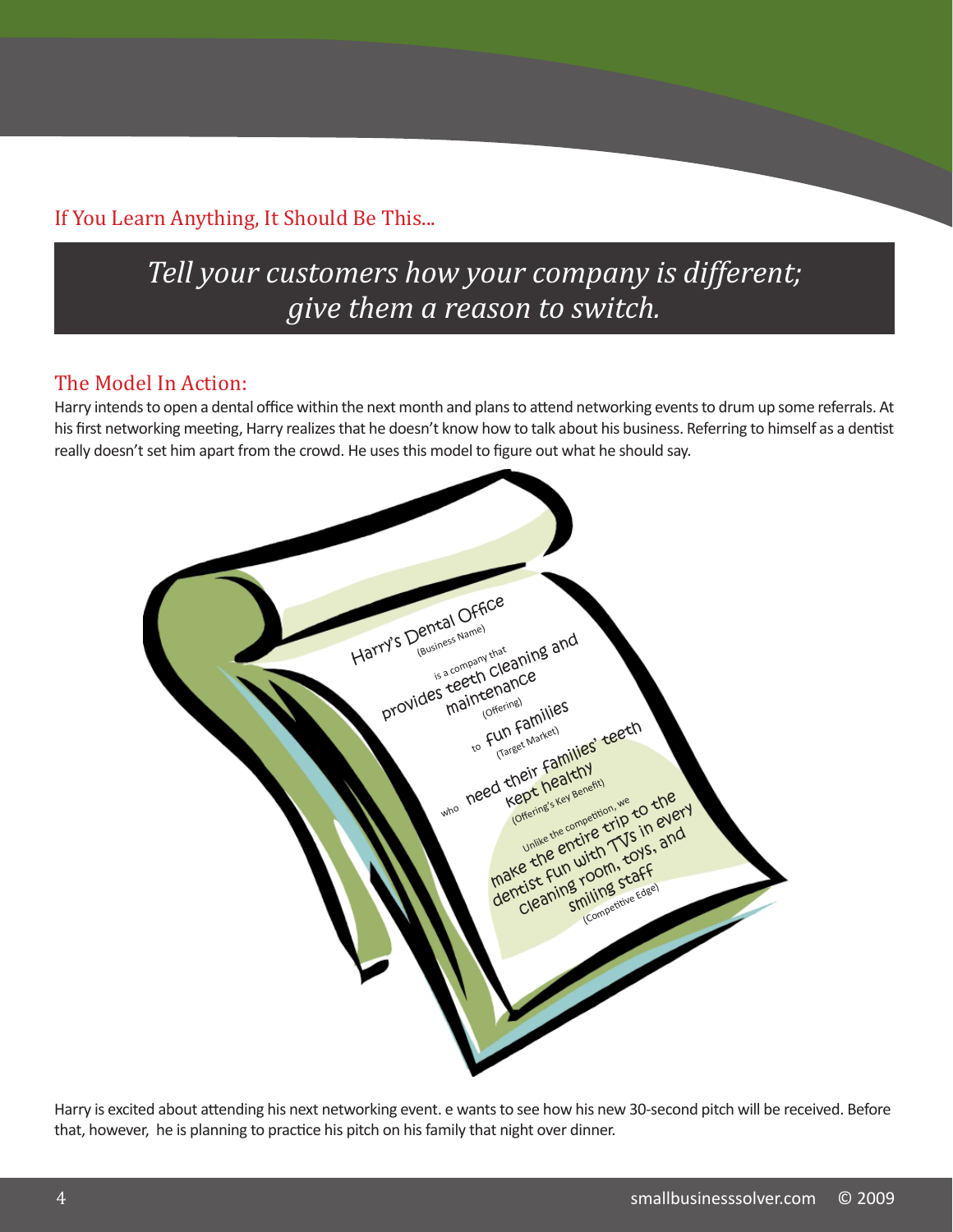## If You Learn Anything, It Should Be This...

> *Tell your customers how your company is different; give them a reason to switch.*

## The Model In Action:

Harry intends to open a dental office within the next month and plans to attend networking events to drum up some referrals. At his first networking meeting, Harry realizes that he doesn't know how to talk about his business. Referring to himself as a dentist really doesn't set him apart from the crowd. He uses this model to figure out what he should say.

Harry's Dental Office
(Business Name)

is a company that
provides teeth cleaning and maintenance
(Offering)

to fun families
(Target Market)

who need their families' teeth kept healthy
(Offering's Key Benefit)

Unlike the competition, we
make the entire trip to the dentist fun with TVs in every cleaning room, toys, and smiling staff
(Competitive Edge)

Harry is excited about attending his next networking event. e wants to see how his new 30-second pitch will be received. Before that, however, he is planning to practice his pitch on his family that night over dinner.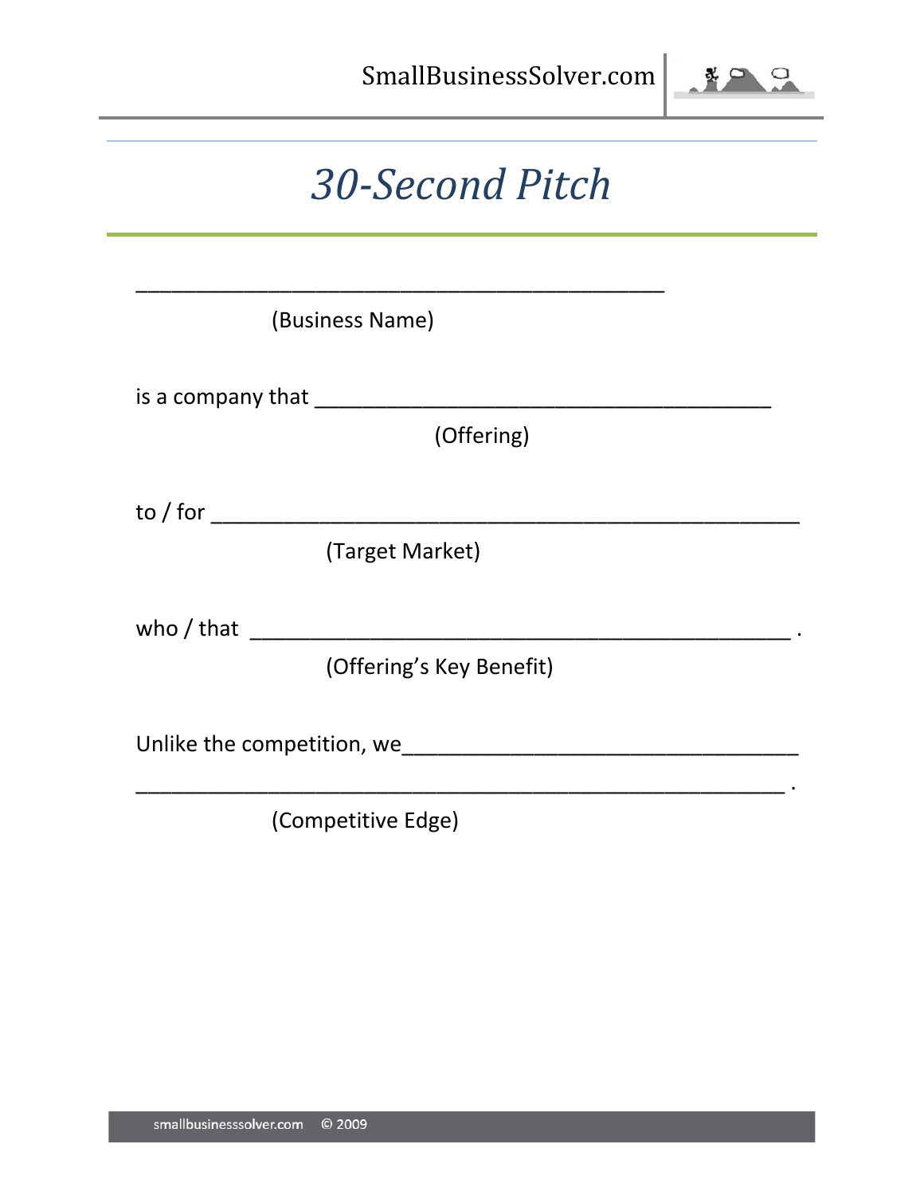# 30-Second Pitch

_____________________________________________

(Business Name)

is a company that _______________________________________

(Offering)

to / for __________________________________________________

(Target Market)

who / that ______________________________________________ .

(Offering's Key Benefit)

Unlike the competition, we__________________________________

_______________________________________________________ .

(Competitive Edge)